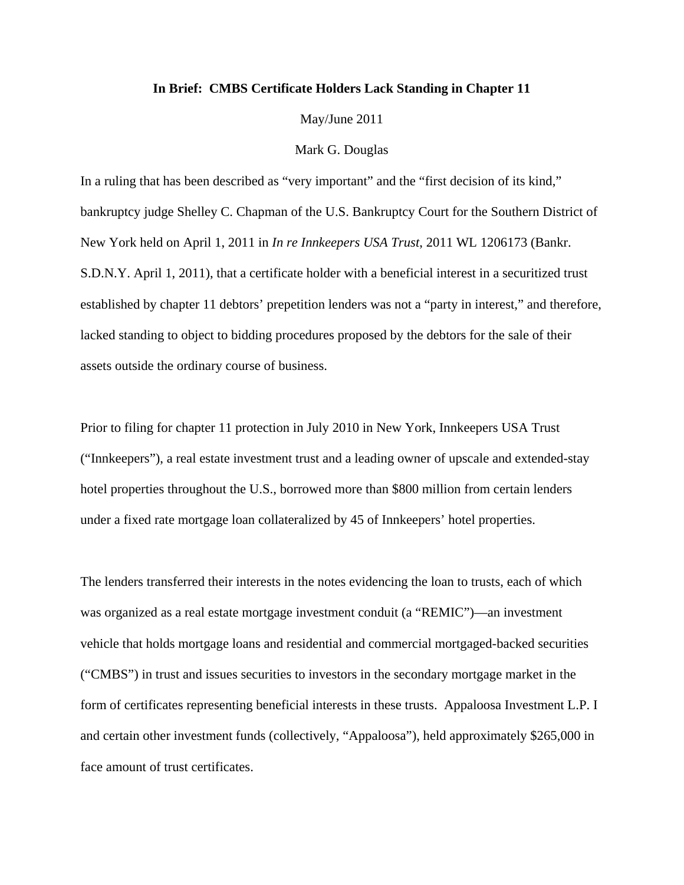# In Brief: CMBS Certificate Holders Lack Standing in Chapter 11

May/June 2011

Mark G. Douglas

In a ruling that has been described as "very important" and the "first decision of its kind," bankruptcy judge Shelley C. Chapman of the U.S. Bankruptcy Court for the Southern District of New York held on April 1, 2011 in *In re Innkeepers USA Trust*, 2011 WL 1206173 (Bankr. S.D.N.Y. April 1, 2011), that a certificate holder with a beneficial interest in a securitized trust established by chapter 11 debtors' prepetition lenders was not a "party in interest," and therefore, lacked standing to object to bidding procedures proposed by the debtors for the sale of their assets outside the ordinary course of business.

Prior to filing for chapter 11 protection in July 2010 in New York, Innkeepers USA Trust ("Innkeepers"), a real estate investment trust and a leading owner of upscale and extended-stay hotel properties throughout the U.S., borrowed more than $800 million from certain lenders under a fixed rate mortgage loan collateralized by 45 of Innkeepers' hotel properties.

The lenders transferred their interests in the notes evidencing the loan to trusts, each of which was organized as a real estate mortgage investment conduit (a "REMIC")—an investment vehicle that holds mortgage loans and residential and commercial mortgaged-backed securities ("CMBS") in trust and issues securities to investors in the secondary mortgage market in the form of certificates representing beneficial interests in these trusts. Appaloosa Investment L.P. I and certain other investment funds (collectively, "Appaloosa"), held approximately $265,000 in face amount of trust certificates.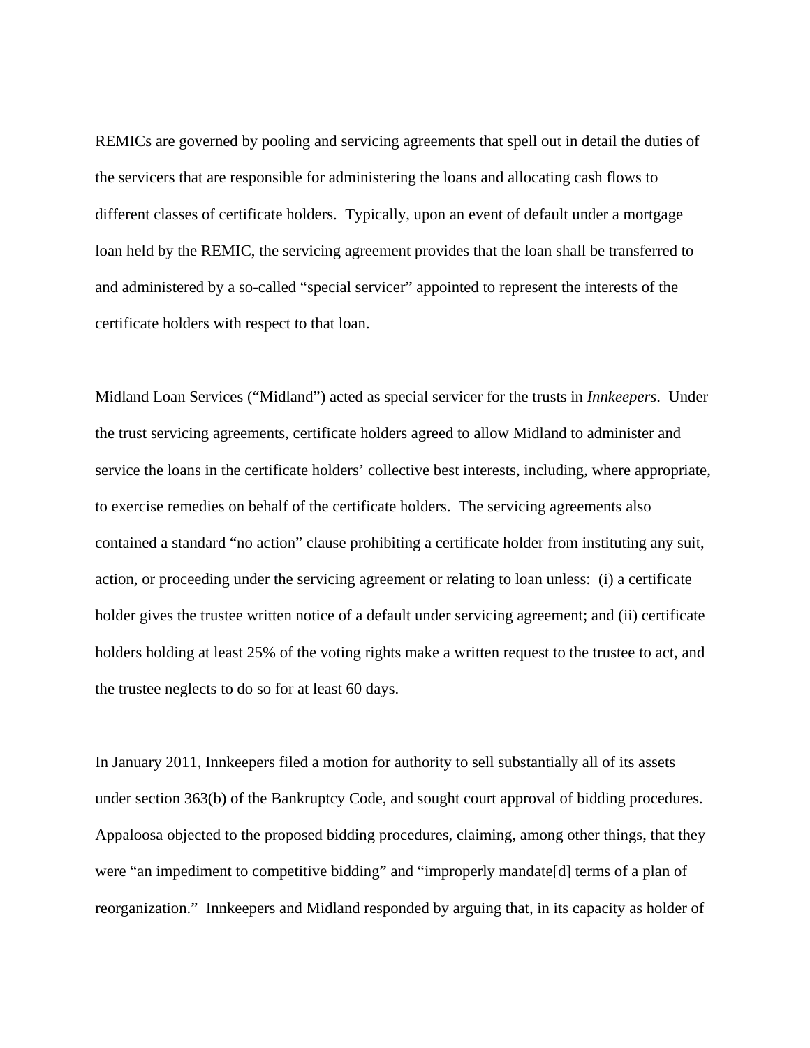REMICs are governed by pooling and servicing agreements that spell out in detail the duties of the servicers that are responsible for administering the loans and allocating cash flows to different classes of certificate holders. Typically, upon an event of default under a mortgage loan held by the REMIC, the servicing agreement provides that the loan shall be transferred to and administered by a so-called "special servicer" appointed to represent the interests of the certificate holders with respect to that loan.

Midland Loan Services ("Midland") acted as special servicer for the trusts in *Innkeepers*. Under the trust servicing agreements, certificate holders agreed to allow Midland to administer and service the loans in the certificate holders' collective best interests, including, where appropriate, to exercise remedies on behalf of the certificate holders. The servicing agreements also contained a standard "no action" clause prohibiting a certificate holder from instituting any suit, action, or proceeding under the servicing agreement or relating to loan unless: (i) a certificate holder gives the trustee written notice of a default under servicing agreement; and (ii) certificate holders holding at least 25% of the voting rights make a written request to the trustee to act, and the trustee neglects to do so for at least 60 days.

In January 2011, Innkeepers filed a motion for authority to sell substantially all of its assets under section 363(b) of the Bankruptcy Code, and sought court approval of bidding procedures. Appaloosa objected to the proposed bidding procedures, claiming, among other things, that they were "an impediment to competitive bidding" and "improperly mandate[d] terms of a plan of reorganization." Innkeepers and Midland responded by arguing that, in its capacity as holder of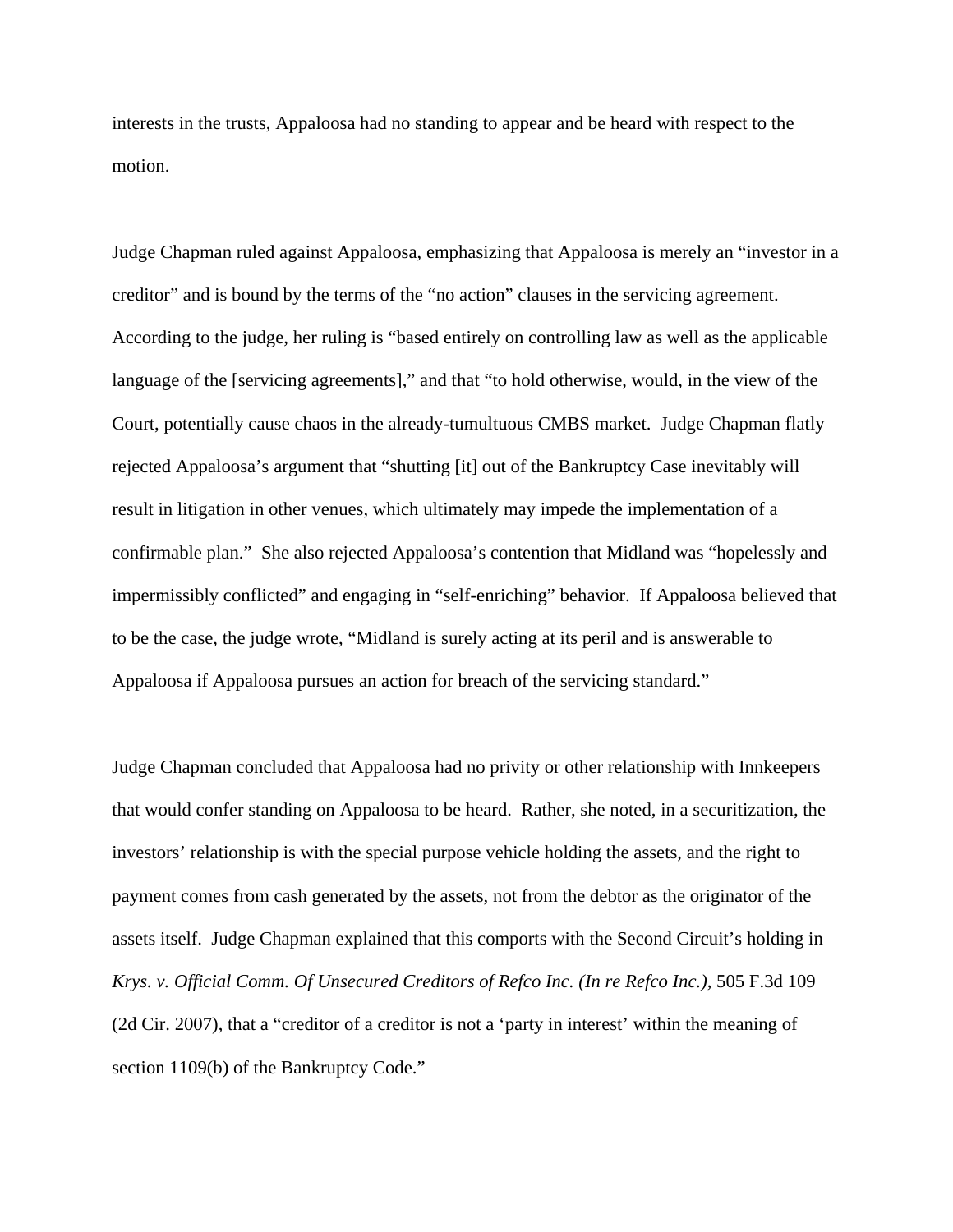interests in the trusts, Appaloosa had no standing to appear and be heard with respect to the motion.

Judge Chapman ruled against Appaloosa, emphasizing that Appaloosa is merely an "investor in a creditor" and is bound by the terms of the "no action" clauses in the servicing agreement. According to the judge, her ruling is "based entirely on controlling law as well as the applicable language of the [servicing agreements]," and that "to hold otherwise, would, in the view of the Court, potentially cause chaos in the already-tumultuous CMBS market. Judge Chapman flatly rejected Appaloosa's argument that "shutting [it] out of the Bankruptcy Case inevitably will result in litigation in other venues, which ultimately may impede the implementation of a confirmable plan." She also rejected Appaloosa's contention that Midland was "hopelessly and impermissibly conflicted" and engaging in "self-enriching" behavior. If Appaloosa believed that to be the case, the judge wrote, "Midland is surely acting at its peril and is answerable to Appaloosa if Appaloosa pursues an action for breach of the servicing standard."

Judge Chapman concluded that Appaloosa had no privity or other relationship with Innkeepers that would confer standing on Appaloosa to be heard. Rather, she noted, in a securitization, the investors' relationship is with the special purpose vehicle holding the assets, and the right to payment comes from cash generated by the assets, not from the debtor as the originator of the assets itself. Judge Chapman explained that this comports with the Second Circuit's holding in *Krys. v. Official Comm. Of Unsecured Creditors of Refco Inc. (In re Refco Inc.)*, 505 F.3d 109 (2d Cir. 2007), that a "creditor of a creditor is not a 'party in interest' within the meaning of section 1109(b) of the Bankruptcy Code."